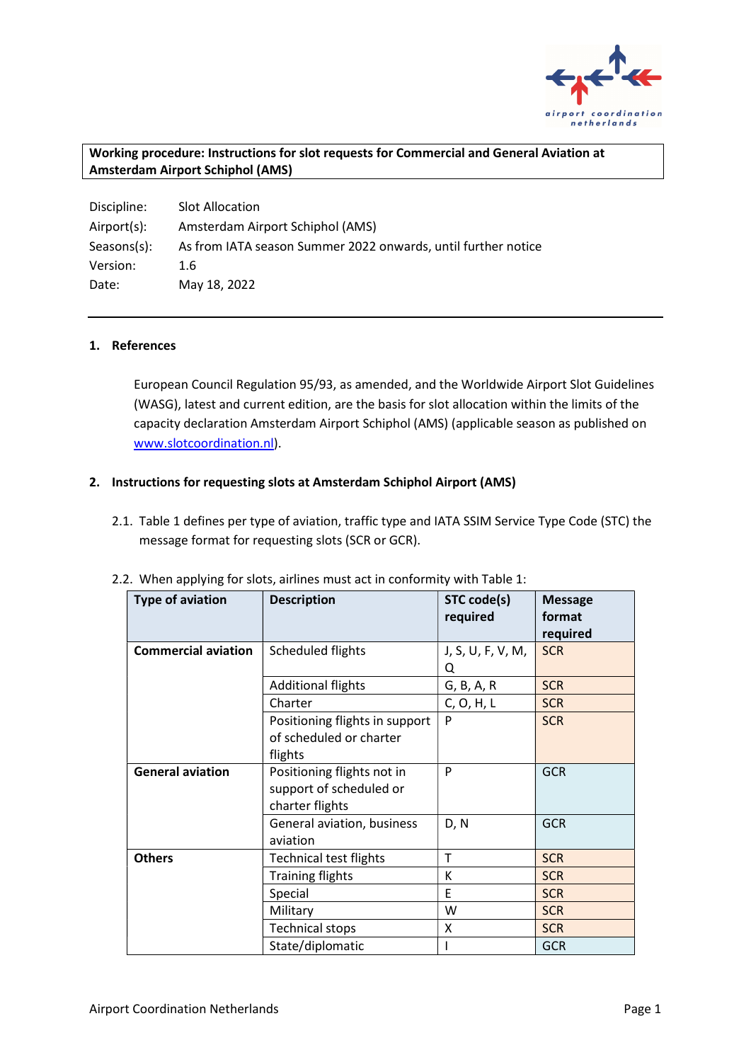**Working procedure: Instructions for slot requests for Commercial and General Aviation at Amsterdam Airport Schiphol (AMS)**

| | |
|---|---|
| Discipline: | Slot Allocation |
| Airport(s): | Amsterdam Airport Schiphol (AMS) |
| Seasons(s): | As from IATA season Summer 2022 onwards, until further notice |
| Version: | 1.6 |
| Date: | May 18, 2022 |

## 1. References

European Council Regulation 95/93, as amended, and the Worldwide Airport Slot Guidelines (WASG), latest and current edition, are the basis for slot allocation within the limits of the capacity declaration Amsterdam Airport Schiphol (AMS) (applicable season as published on [www.slotcoordination.nl](www.slotcoordination.nl)).

## 2. Instructions for requesting slots at Amsterdam Schiphol Airport (AMS)

2.1. Table 1 defines per type of aviation, traffic type and IATA SSIM Service Type Code (STC) the message format for requesting slots (SCR or GCR).

2.2. When applying for slots, airlines must act in conformity with Table 1:

| Type of aviation | Description | STC code(s) required | Message format required |
|---|---|---|---|
| **Commercial aviation** | Scheduled flights | J, S, U, F, V, M, Q | SCR |
| | Additional flights | G, B, A, R | SCR |
| | Charter | C, O, H, L | SCR |
| | Positioning flights in support of scheduled or charter flights | P | SCR |
| **General aviation** | Positioning flights not in support of scheduled or charter flights | P | GCR |
| | General aviation, business aviation | D, N | GCR |
| **Others** | Technical test flights | T | SCR |
| | Training flights | K | SCR |
| | Special | E | SCR |
| | Military | W | SCR |
| | Technical stops | X | SCR |
| | State/diplomatic | I | GCR |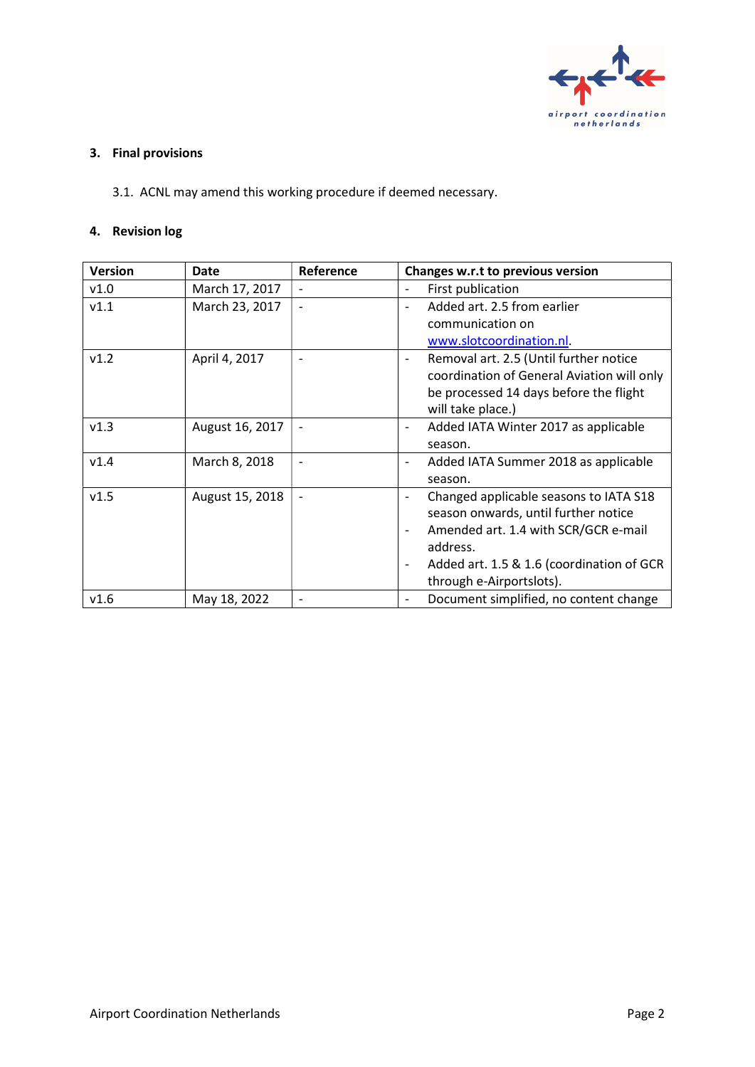## 3. Final provisions

3.1. ACNL may amend this working procedure if deemed necessary.

## 4. Revision log

| Version | Date | Reference | Changes w.r.t to previous version |
|---|---|---|---|
| v1.0 | March 17, 2017 | - | - First publication |
| v1.1 | March 23, 2017 | - | - Added art. 2.5 from earlier communication on www.slotcoordination.nl. |
| v1.2 | April 4, 2017 | - | - Removal art. 2.5 (Until further notice coordination of General Aviation will only be processed 14 days before the flight will take place.) |
| v1.3 | August 16, 2017 | - | - Added IATA Winter 2017 as applicable season. |
| v1.4 | March 8, 2018 | - | - Added IATA Summer 2018 as applicable season. |
| v1.5 | August 15, 2018 | - | - Changed applicable seasons to IATA S18 season onwards, until further notice<br>- Amended art. 1.4 with SCR/GCR e-mail address.<br>- Added art. 1.5 & 1.6 (coordination of GCR through e-Airportslots). |
| v1.6 | May 18, 2022 | - | - Document simplified, no content change |